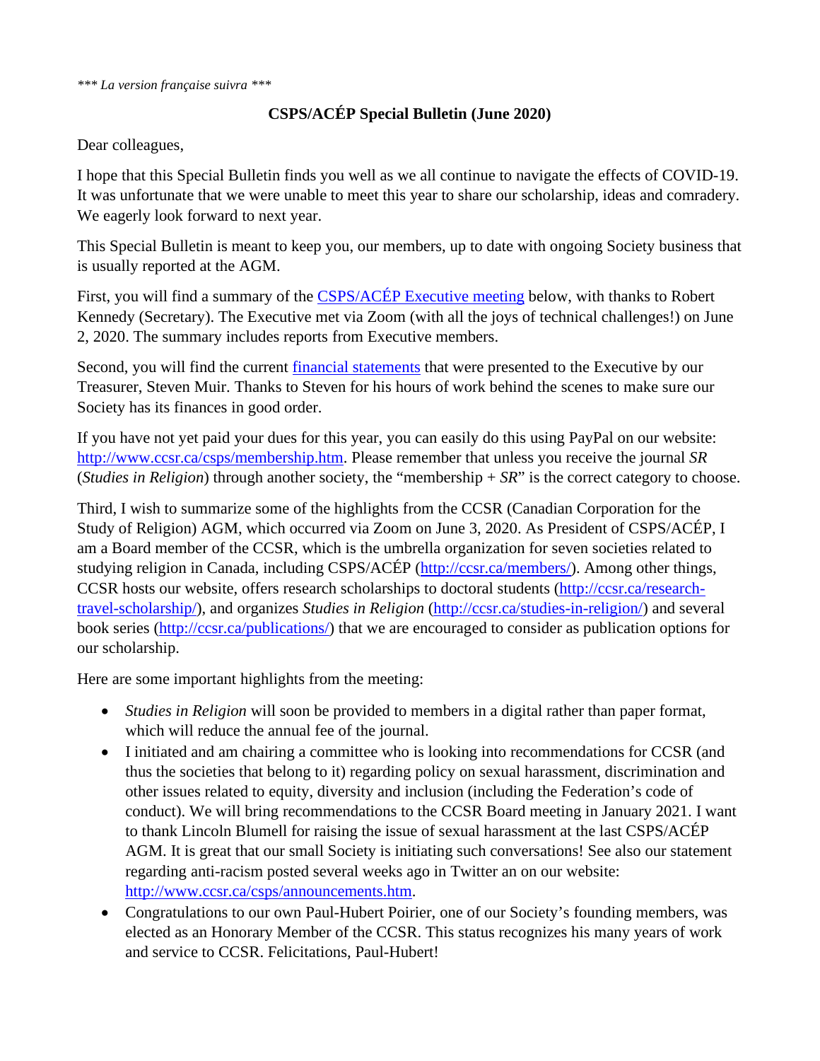*\*\*\* La version française suivra \*\*\**

**CSPS/ACÉP Special Bulletin (June 2020)**

Dear colleagues,

I hope that this Special Bulletin finds you well as we all continue to navigate the effects of COVID-19. It was unfortunate that we were unable to meet this year to share our scholarship, ideas and comradery. We eagerly look forward to next year.

This Special Bulletin is meant to keep you, our members, up to date with ongoing Society business that is usually reported at the AGM.

First, you will find a summary of the CSPS/ACÉP Executive meeting below, with thanks to Robert Kennedy (Secretary). The Executive met via Zoom (with all the joys of technical challenges!) on June 2, 2020. The summary includes reports from Executive members.

Second, you will find the current financial statements that were presented to the Executive by our Treasurer, Steven Muir. Thanks to Steven for his hours of work behind the scenes to make sure our Society has its finances in good order.

If you have not yet paid your dues for this year, you can easily do this using PayPal on our website: http://www.ccsr.ca/csps/membership.htm. Please remember that unless you receive the journal *SR* (*Studies in Religion*) through another society, the "membership + *SR*" is the correct category to choose.

Third, I wish to summarize some of the highlights from the CCSR (Canadian Corporation for the Study of Religion) AGM, which occurred via Zoom on June 3, 2020. As President of CSPS/ACÉP, I am a Board member of the CCSR, which is the umbrella organization for seven societies related to studying religion in Canada, including CSPS/ACÉP (http://ccsr.ca/members/). Among other things, CCSR hosts our website, offers research scholarships to doctoral students (http://ccsr.ca/research-travel-scholarship/), and organizes *Studies in Religion* (http://ccsr.ca/studies-in-religion/) and several book series (http://ccsr.ca/publications/) that we are encouraged to consider as publication options for our scholarship.

Here are some important highlights from the meeting:

- *Studies in Religion* will soon be provided to members in a digital rather than paper format, which will reduce the annual fee of the journal.
- I initiated and am chairing a committee who is looking into recommendations for CCSR (and thus the societies that belong to it) regarding policy on sexual harassment, discrimination and other issues related to equity, diversity and inclusion (including the Federation's code of conduct). We will bring recommendations to the CCSR Board meeting in January 2021. I want to thank Lincoln Blumell for raising the issue of sexual harassment at the last CSPS/ACÉP AGM. It is great that our small Society is initiating such conversations! See also our statement regarding anti-racism posted several weeks ago in Twitter an on our website: http://www.ccsr.ca/csps/announcements.htm.
- Congratulations to our own Paul-Hubert Poirier, one of our Society's founding members, was elected as an Honorary Member of the CCSR. This status recognizes his many years of work and service to CCSR. Felicitations, Paul-Hubert!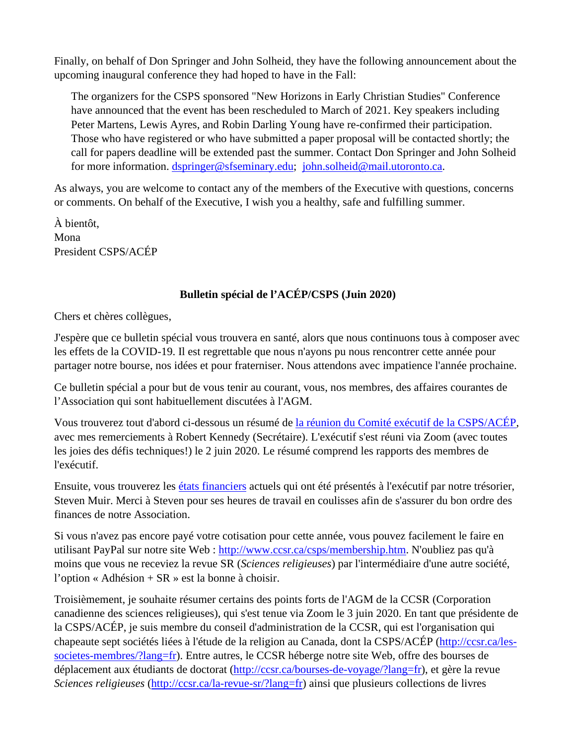Finally, on behalf of Don Springer and John Solheid, they have the following announcement about the upcoming inaugural conference they had hoped to have in the Fall:

> The organizers for the CSPS sponsored "New Horizons in Early Christian Studies" Conference have announced that the event has been rescheduled to March of 2021. Key speakers including Peter Martens, Lewis Ayres, and Robin Darling Young have re-confirmed their participation. Those who have registered or who have submitted a paper proposal will be contacted shortly; the call for papers deadline will be extended past the summer. Contact Don Springer and John Solheid for more information. dspringer@sfseminary.edu; john.solheid@mail.utoronto.ca.

As always, you are welcome to contact any of the members of the Executive with questions, concerns or comments. On behalf of the Executive, I wish you a healthy, safe and fulfilling summer.

À bientôt,
Mona
President CSPS/ACÉP

**Bulletin spécial de l'ACÉP/CSPS (Juin 2020)**

Chers et chères collègues,

J'espère que ce bulletin spécial vous trouvera en santé, alors que nous continuons tous à composer avec les effets de la COVID-19. Il est regrettable que nous n'ayons pu nous rencontrer cette année pour partager notre bourse, nos idées et pour fraterniser. Nous attendons avec impatience l'année prochaine.

Ce bulletin spécial a pour but de vous tenir au courant, vous, nos membres, des affaires courantes de l'Association qui sont habituellement discutées à l'AGM.

Vous trouverez tout d'abord ci-dessous un résumé de la réunion du Comité exécutif de la CSPS/ACÉP, avec mes remerciements à Robert Kennedy (Secrétaire). L'exécutif s'est réuni via Zoom (avec toutes les joies des défis techniques!) le 2 juin 2020. Le résumé comprend les rapports des membres de l'exécutif.

Ensuite, vous trouverez les états financiers actuels qui ont été présentés à l'exécutif par notre trésorier, Steven Muir. Merci à Steven pour ses heures de travail en coulisses afin de s'assurer du bon ordre des finances de notre Association.

Si vous n'avez pas encore payé votre cotisation pour cette année, vous pouvez facilement le faire en utilisant PayPal sur notre site Web : http://www.ccsr.ca/csps/membership.htm. N'oubliez pas qu'à moins que vous ne receviez la revue SR (*Sciences religieuses*) par l'intermédiaire d'une autre société, l'option « Adhésion + SR » est la bonne à choisir.

Troisièmement, je souhaite résumer certains des points forts de l'AGM de la CCSR (Corporation canadienne des sciences religieuses), qui s'est tenue via Zoom le 3 juin 2020. En tant que présidente de la CSPS/ACÉP, je suis membre du conseil d'administration de la CCSR, qui est l'organisation qui chapeaute sept sociétés liées à l'étude de la religion au Canada, dont la CSPS/ACÉP (http://ccsr.ca/les-societes-membres/?lang=fr). Entre autres, le CCSR héberge notre site Web, offre des bourses de déplacement aux étudiants de doctorat (http://ccsr.ca/bourses-de-voyage/?lang=fr), et gère la revue *Sciences religieuses* (http://ccsr.ca/la-revue-sr/?lang=fr) ainsi que plusieurs collections de livres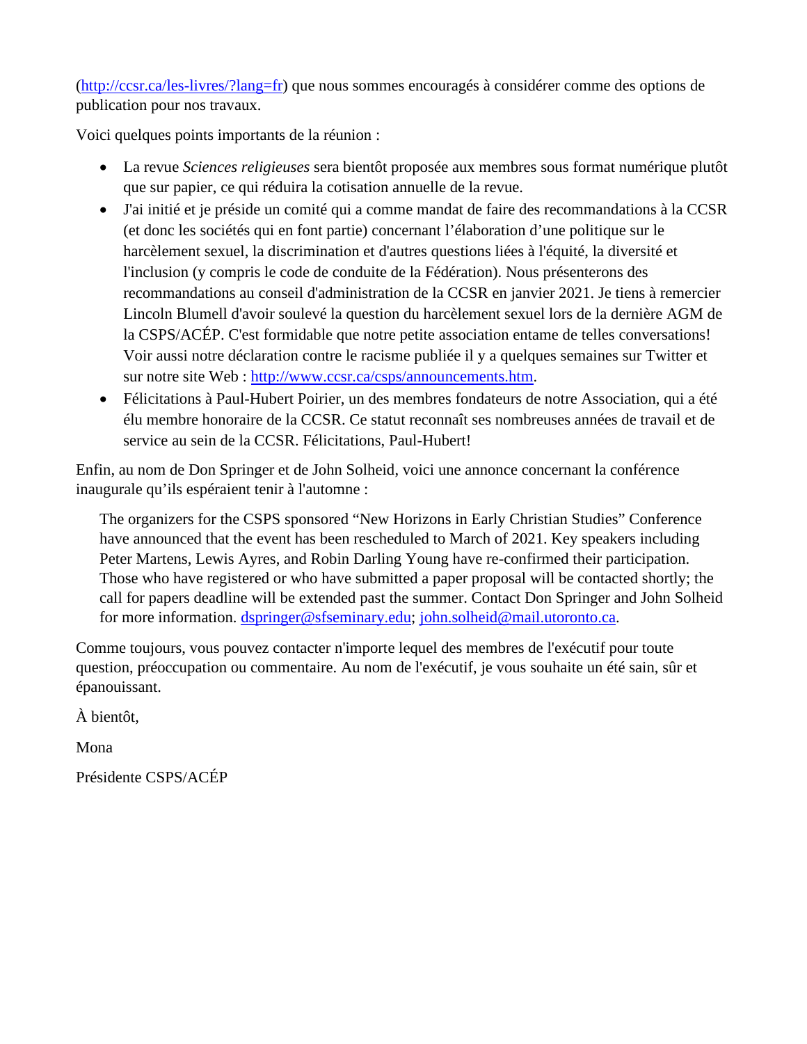(http://ccsr.ca/les-livres/?lang=fr) que nous sommes encouragés à considérer comme des options de publication pour nos travaux.

Voici quelques points importants de la réunion :

- La revue *Sciences religieuses* sera bientôt proposée aux membres sous format numérique plutôt que sur papier, ce qui réduira la cotisation annuelle de la revue.
- J'ai initié et je préside un comité qui a comme mandat de faire des recommandations à la CCSR (et donc les sociétés qui en font partie) concernant l'élaboration d'une politique sur le harcèlement sexuel, la discrimination et d'autres questions liées à l'équité, la diversité et l'inclusion (y compris le code de conduite de la Fédération). Nous présenterons des recommandations au conseil d'administration de la CCSR en janvier 2021. Je tiens à remercier Lincoln Blumell d'avoir soulevé la question du harcèlement sexuel lors de la dernière AGM de la CSPS/ACÉP. C'est formidable que notre petite association entame de telles conversations! Voir aussi notre déclaration contre le racisme publiée il y a quelques semaines sur Twitter et sur notre site Web : http://www.ccsr.ca/csps/announcements.htm.
- Félicitations à Paul-Hubert Poirier, un des membres fondateurs de notre Association, qui a été élu membre honoraire de la CCSR. Ce statut reconnaît ses nombreuses années de travail et de service au sein de la CCSR. Félicitations, Paul-Hubert!

Enfin, au nom de Don Springer et de John Solheid, voici une annonce concernant la conférence inaugurale qu'ils espéraient tenir à l'automne :

> The organizers for the CSPS sponsored "New Horizons in Early Christian Studies" Conference have announced that the event has been rescheduled to March of 2021. Key speakers including Peter Martens, Lewis Ayres, and Robin Darling Young have re-confirmed their participation. Those who have registered or who have submitted a paper proposal will be contacted shortly; the call for papers deadline will be extended past the summer. Contact Don Springer and John Solheid for more information. dspringer@sfseminary.edu; john.solheid@mail.utoronto.ca.

Comme toujours, vous pouvez contacter n'importe lequel des membres de l'exécutif pour toute question, préoccupation ou commentaire. Au nom de l'exécutif, je vous souhaite un été sain, sûr et épanouissant.

À bientôt,

Mona

Présidente CSPS/ACÉP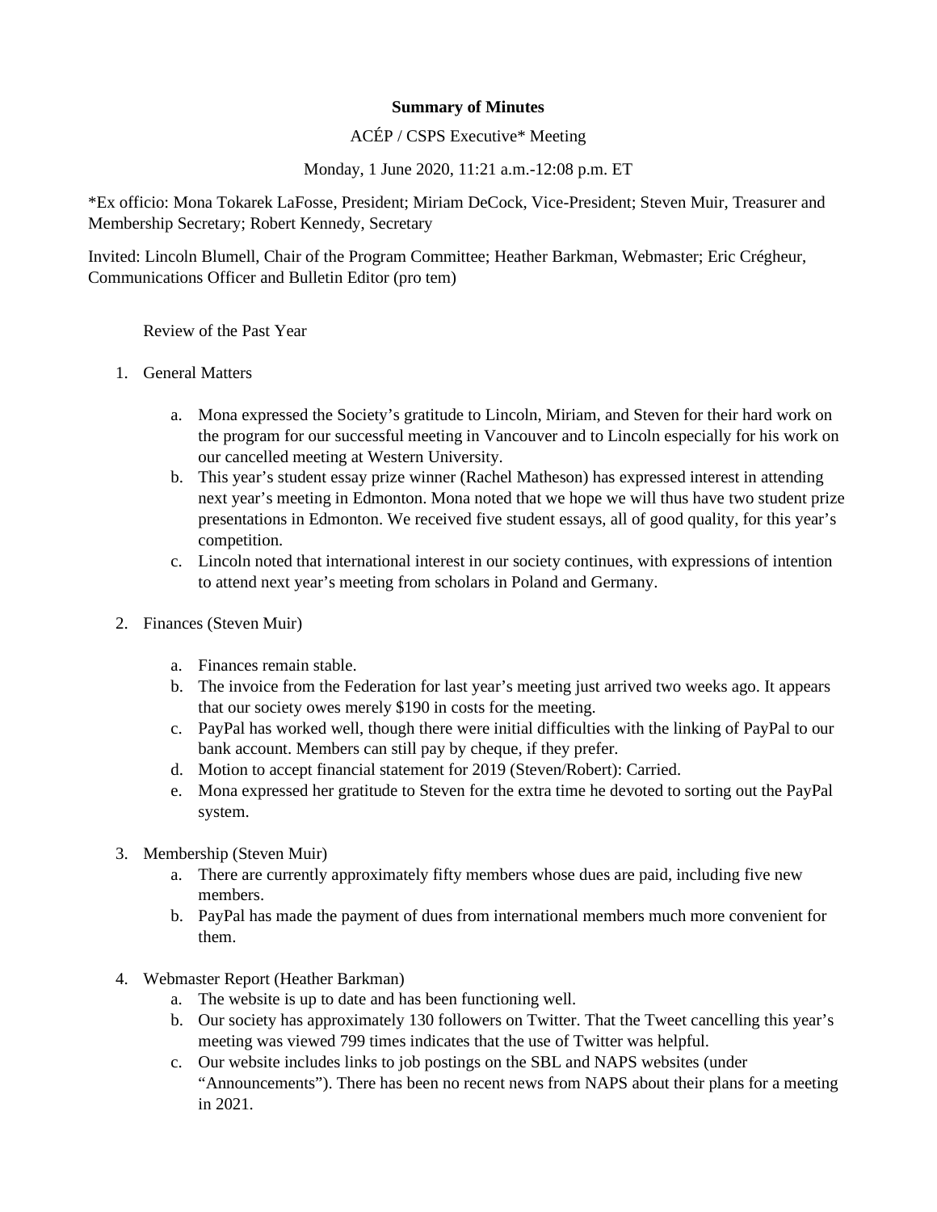**Summary of Minutes**

ACÉP / CSPS Executive* Meeting

Monday, 1 June 2020, 11:21 a.m.-12:08 p.m. ET

*Ex officio: Mona Tokarek LaFosse, President; Miriam DeCock, Vice-President; Steven Muir, Treasurer and Membership Secretary; Robert Kennedy, Secretary

Invited: Lincoln Blumell, Chair of the Program Committee; Heather Barkman, Webmaster; Eric Crégheur, Communications Officer and Bulletin Editor (pro tem)

Review of the Past Year

1. General Matters
    a. Mona expressed the Society's gratitude to Lincoln, Miriam, and Steven for their hard work on the program for our successful meeting in Vancouver and to Lincoln especially for his work on our cancelled meeting at Western University.
    b. This year's student essay prize winner (Rachel Matheson) has expressed interest in attending next year's meeting in Edmonton. Mona noted that we hope we will thus have two student prize presentations in Edmonton. We received five student essays, all of good quality, for this year's competition.
    c. Lincoln noted that international interest in our society continues, with expressions of intention to attend next year's meeting from scholars in Poland and Germany.

2. Finances (Steven Muir)
    a. Finances remain stable.
    b. The invoice from the Federation for last year's meeting just arrived two weeks ago. It appears that our society owes merely $190 in costs for the meeting.
    c. PayPal has worked well, though there were initial difficulties with the linking of PayPal to our bank account. Members can still pay by cheque, if they prefer.
    d. Motion to accept financial statement for 2019 (Steven/Robert): Carried.
    e. Mona expressed her gratitude to Steven for the extra time he devoted to sorting out the PayPal system.

3. Membership (Steven Muir)
    a. There are currently approximately fifty members whose dues are paid, including five new members.
    b. PayPal has made the payment of dues from international members much more convenient for them.

4. Webmaster Report (Heather Barkman)
    a. The website is up to date and has been functioning well.
    b. Our society has approximately 130 followers on Twitter. That the Tweet cancelling this year's meeting was viewed 799 times indicates that the use of Twitter was helpful.
    c. Our website includes links to job postings on the SBL and NAPS websites (under "Announcements"). There has been no recent news from NAPS about their plans for a meeting in 2021.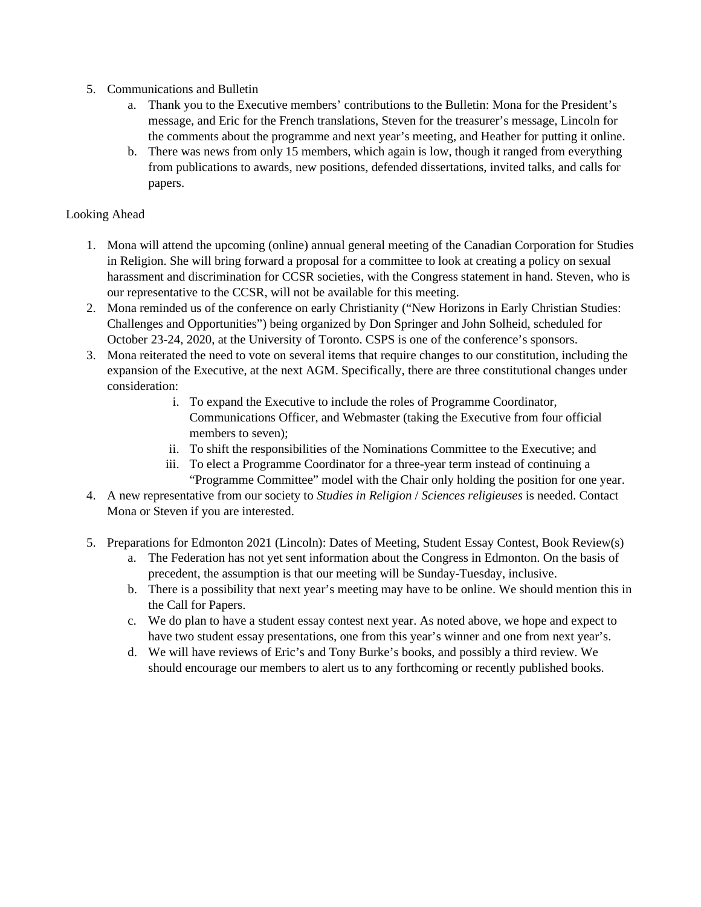5. Communications and Bulletin
    a. Thank you to the Executive members' contributions to the Bulletin: Mona for the President's message, and Eric for the French translations, Steven for the treasurer's message, Lincoln for the comments about the programme and next year's meeting, and Heather for putting it online.
    b. There was news from only 15 members, which again is low, though it ranged from everything from publications to awards, new positions, defended dissertations, invited talks, and calls for papers.

Looking Ahead

1. Mona will attend the upcoming (online) annual general meeting of the Canadian Corporation for Studies in Religion. She will bring forward a proposal for a committee to look at creating a policy on sexual harassment and discrimination for CCSR societies, with the Congress statement in hand. Steven, who is our representative to the CCSR, will not be available for this meeting.
2. Mona reminded us of the conference on early Christianity ("New Horizons in Early Christian Studies: Challenges and Opportunities") being organized by Don Springer and John Solheid, scheduled for October 23-24, 2020, at the University of Toronto. CSPS is one of the conference's sponsors.
3. Mona reiterated the need to vote on several items that require changes to our constitution, including the expansion of the Executive, at the next AGM. Specifically, there are three constitutional changes under consideration:
    i. To expand the Executive to include the roles of Programme Coordinator, Communications Officer, and Webmaster (taking the Executive from four official members to seven);
    ii. To shift the responsibilities of the Nominations Committee to the Executive; and
    iii. To elect a Programme Coordinator for a three-year term instead of continuing a "Programme Committee" model with the Chair only holding the position for one year.
4. A new representative from our society to *Studies in Religion* / *Sciences religieuses* is needed. Contact Mona or Steven if you are interested.

5. Preparations for Edmonton 2021 (Lincoln): Dates of Meeting, Student Essay Contest, Book Review(s)
    a. The Federation has not yet sent information about the Congress in Edmonton. On the basis of precedent, the assumption is that our meeting will be Sunday-Tuesday, inclusive.
    b. There is a possibility that next year's meeting may have to be online. We should mention this in the Call for Papers.
    c. We do plan to have a student essay contest next year. As noted above, we hope and expect to have two student essay presentations, one from this year's winner and one from next year's.
    d. We will have reviews of Eric's and Tony Burke's books, and possibly a third review. We should encourage our members to alert us to any forthcoming or recently published books.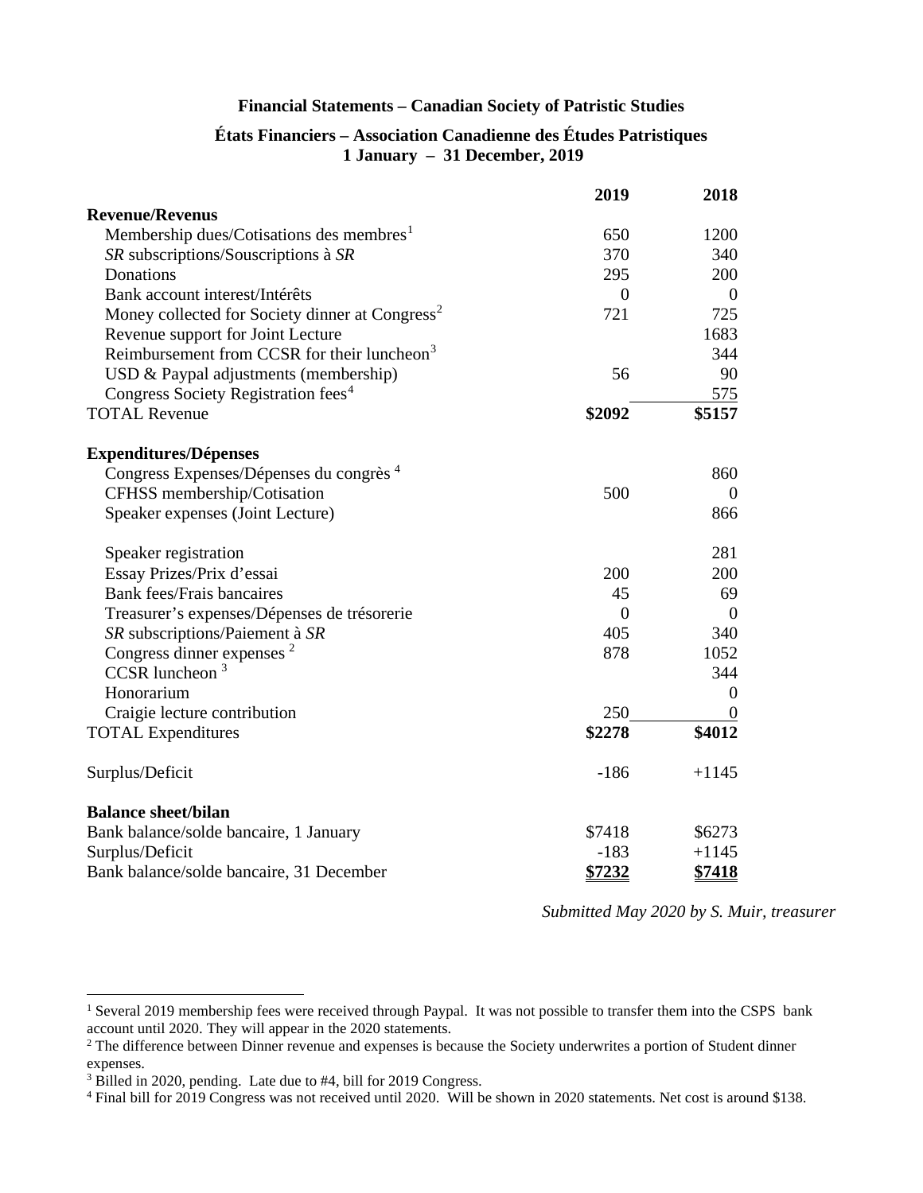**Financial Statements – Canadian Society of Patristic Studies**

**États Financiers – Association Canadienne des Études Patristiques**
**1 January – 31 December, 2019**

| | 2019 | 2018 |
|---|---|---|
| **Revenue/Revenus** | | |
| Membership dues/Cotisations des membres[1] | 650 | 1200 |
| *SR* subscriptions/Souscriptions à *SR* | 370 | 340 |
| Donations | 295 | 200 |
| Bank account interest/Intérêts | 0 | 0 |
| Money collected for Society dinner at Congress[2] | 721 | 725 |
| Revenue support for Joint Lecture | | 1683 |
| Reimbursement from CCSR for their luncheon[3] | | 344 |
| USD & Paypal adjustments (membership) | 56 | 90 |
| Congress Society Registration fees[4] | | 575 |
| TOTAL Revenue | **$2092** | **$5157** |
| **Expenditures/Dépenses** | | |
| Congress Expenses/Dépenses du congrès [4] | | 860 |
| CFHSS membership/Cotisation | 500 | 0 |
| Speaker expenses (Joint Lecture) | | 866 |
| Speaker registration | | 281 |
| Essay Prizes/Prix d'essai | 200 | 200 |
| Bank fees/Frais bancaires | 45 | 69 |
| Treasurer's expenses/Dépenses de trésorerie | 0 | 0 |
| *SR* subscriptions/Paiement à *SR* | 405 | 340 |
| Congress dinner expenses [2] | 878 | 1052 |
| CCSR luncheon [3] | | 344 |
| Honorarium | | 0 |
| Craigie lecture contribution | 250 | 0 |
| TOTAL Expenditures | **$2278** | **$4012** |
| Surplus/Deficit | -186 | +1145 |
| **Balance sheet/bilan** | | |
| Bank balance/solde bancaire, 1 January | $7418 | $6273 |
| Surplus/Deficit | -183 | +1145 |
| Bank balance/solde bancaire, 31 December | **$7232** | **$7418** |

*Submitted May 2020 by S. Muir, treasurer*

[1] Several 2019 membership fees were received through Paypal. It was not possible to transfer them into the CSPS bank account until 2020. They will appear in the 2020 statements.

[2] The difference between Dinner revenue and expenses is because the Society underwrites a portion of Student dinner expenses.

[3] Billed in 2020, pending. Late due to #4, bill for 2019 Congress.

[4] Final bill for 2019 Congress was not received until 2020. Will be shown in 2020 statements. Net cost is around $138.